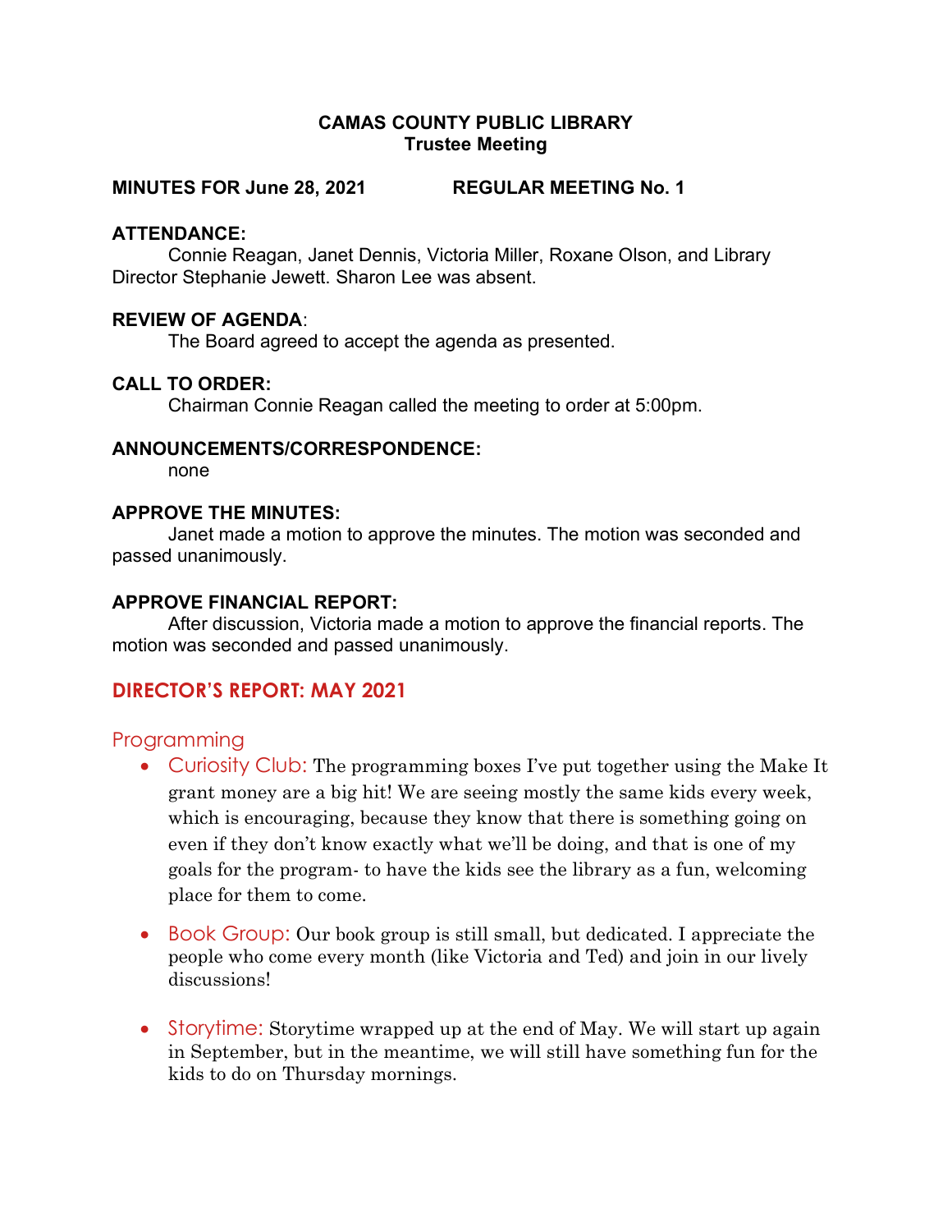**CAMAS COUNTY PUBLIC LIBRARY**
**Trustee Meeting**

**MINUTES FOR June 28, 2021 REGULAR MEETING No. 1**

**ATTENDANCE:**
Connie Reagan, Janet Dennis, Victoria Miller, Roxane Olson, and Library Director Stephanie Jewett. Sharon Lee was absent.

**REVIEW OF AGENDA**:
The Board agreed to accept the agenda as presented.

**CALL TO ORDER:**
Chairman Connie Reagan called the meeting to order at 5:00pm.

**ANNOUNCEMENTS/CORRESPONDENCE:**
none

**APPROVE THE MINUTES:**
Janet made a motion to approve the minutes. The motion was seconded and passed unanimously.

**APPROVE FINANCIAL REPORT:**
After discussion, Victoria made a motion to approve the financial reports. The motion was seconded and passed unanimously.

## DIRECTOR'S REPORT: MAY 2021

### Programming

- Curiosity Club: The programming boxes I've put together using the Make It grant money are a big hit! We are seeing mostly the same kids every week, which is encouraging, because they know that there is something going on even if they don't know exactly what we'll be doing, and that is one of my goals for the program- to have the kids see the library as a fun, welcoming place for them to come.
- Book Group: Our book group is still small, but dedicated. I appreciate the people who come every month (like Victoria and Ted) and join in our lively discussions!
- Storytime: Storytime wrapped up at the end of May. We will start up again in September, but in the meantime, we will still have something fun for the kids to do on Thursday mornings.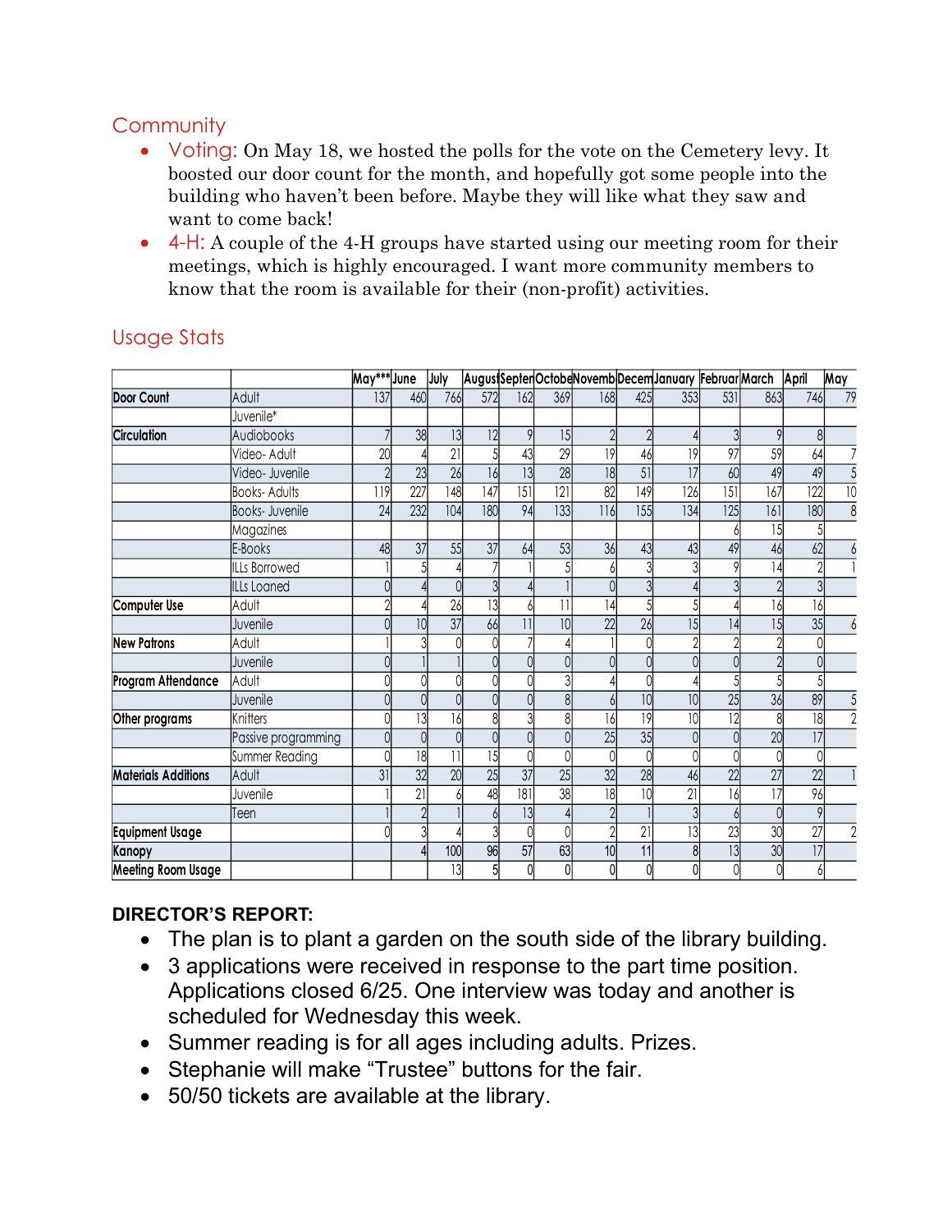## Community

- Voting: On May 18, we hosted the polls for the vote on the Cemetery levy. It boosted our door count for the month, and hopefully got some people into the building who haven't been before. Maybe they will like what they saw and want to come back!
- 4-H: A couple of the 4-H groups have started using our meeting room for their meetings, which is highly encouraged. I want more community members to know that the room is available for their (non-profit) activities.

## Usage Stats

| | | May*** | June | July | August | September | October | November | December | January | February | March | April | May |
|---|---|---|---|---|---|---|---|---|---|---|---|---|---|---|
| **Door Count** | Adult | 137 | 460 | 766 | 572 | 162 | 369 | 168 | 425 | 353 | 531 | 863 | 746 | 79 |
| | Juvenile* | | | | | | | | | | | | | |
| **Circulation** | Audiobooks | 7 | 38 | 13 | 12 | 9 | 15 | 2 | 2 | 4 | 3 | 9 | 8 | |
| | Video- Adult | 20 | 4 | 21 | 5 | 43 | 29 | 19 | 46 | 19 | 97 | 59 | 64 | 7 |
| | Video- Juvenile | 2 | 23 | 26 | 16 | 13 | 28 | 18 | 51 | 17 | 60 | 49 | 49 | 5 |
| | Books- Adults | 119 | 227 | 148 | 147 | 151 | 121 | 82 | 149 | 126 | 151 | 167 | 122 | 10 |
| | Books- Juvenile | 24 | 232 | 104 | 180 | 94 | 133 | 116 | 155 | 134 | 125 | 161 | 180 | 8 |
| | Magazines | | | | | | | | | | 6 | 15 | 5 | |
| | E-Books | 48 | 37 | 55 | 37 | 64 | 53 | 36 | 43 | 43 | 49 | 46 | 62 | 6 |
| | ILLs Borrowed | 1 | 5 | 4 | 7 | 1 | 5 | 6 | 3 | 3 | 9 | 14 | 2 | 1 |
| | ILLs Loaned | 0 | 4 | 0 | 3 | 4 | 1 | 0 | 3 | 4 | 3 | 2 | 3 | |
| **Computer Use** | Adult | 2 | 4 | 26 | 13 | 6 | 11 | 14 | 5 | 5 | 4 | 16 | 16 | |
| | Juvenile | 0 | 10 | 37 | 66 | 11 | 10 | 22 | 26 | 15 | 14 | 15 | 35 | 6 |
| **New Patrons** | Adult | 1 | 3 | 0 | 0 | 7 | 4 | 1 | 0 | 2 | 2 | 2 | 0 | |
| | Juvenile | 0 | 1 | 1 | 0 | 0 | 0 | 0 | 0 | 0 | 0 | 2 | 0 | |
| **Program Attendance** | Adult | 0 | 0 | 0 | 0 | 0 | 3 | 4 | 0 | 4 | 5 | 5 | 5 | |
| | Juvenile | 0 | 0 | 0 | 0 | 0 | 8 | 6 | 10 | 10 | 25 | 36 | 89 | 5 |
| **Other programs** | Knitters | 0 | 13 | 16 | 8 | 3 | 8 | 16 | 19 | 10 | 12 | 8 | 18 | 2 |
| | Passive programming | 0 | 0 | 0 | 0 | 0 | 0 | 25 | 35 | 0 | 0 | 20 | 17 | |
| | Summer Reading | 0 | 18 | 11 | 15 | 0 | 0 | 0 | 0 | 0 | 0 | 0 | 0 | |
| **Materials Additions** | Adult | 31 | 32 | 20 | 25 | 37 | 25 | 32 | 28 | 46 | 22 | 27 | 22 | 1 |
| | Juvenile | 1 | 21 | 6 | 48 | 181 | 38 | 18 | 10 | 21 | 16 | 17 | 96 | |
| | Teen | 1 | 2 | 1 | 6 | 13 | 4 | 2 | 1 | 3 | 6 | 0 | 9 | |
| **Equipment Usage** | | 0 | 3 | 4 | 3 | 0 | 0 | 2 | 21 | 13 | 23 | 30 | 27 | 2 |
| **Kanopy** | | | 4 | 100 | 96 | 57 | 63 | 10 | 11 | 8 | 13 | 30 | 17 | |
| **Meeting Room Usage** | | | | 13 | 5 | 0 | 0 | 0 | 0 | 0 | 0 | 0 | 6 | |

**DIRECTOR'S REPORT:**

- The plan is to plant a garden on the south side of the library building.
- 3 applications were received in response to the part time position. Applications closed 6/25. One interview was today and another is scheduled for Wednesday this week.
- Summer reading is for all ages including adults. Prizes.
- Stephanie will make "Trustee" buttons for the fair.
- 50/50 tickets are available at the library.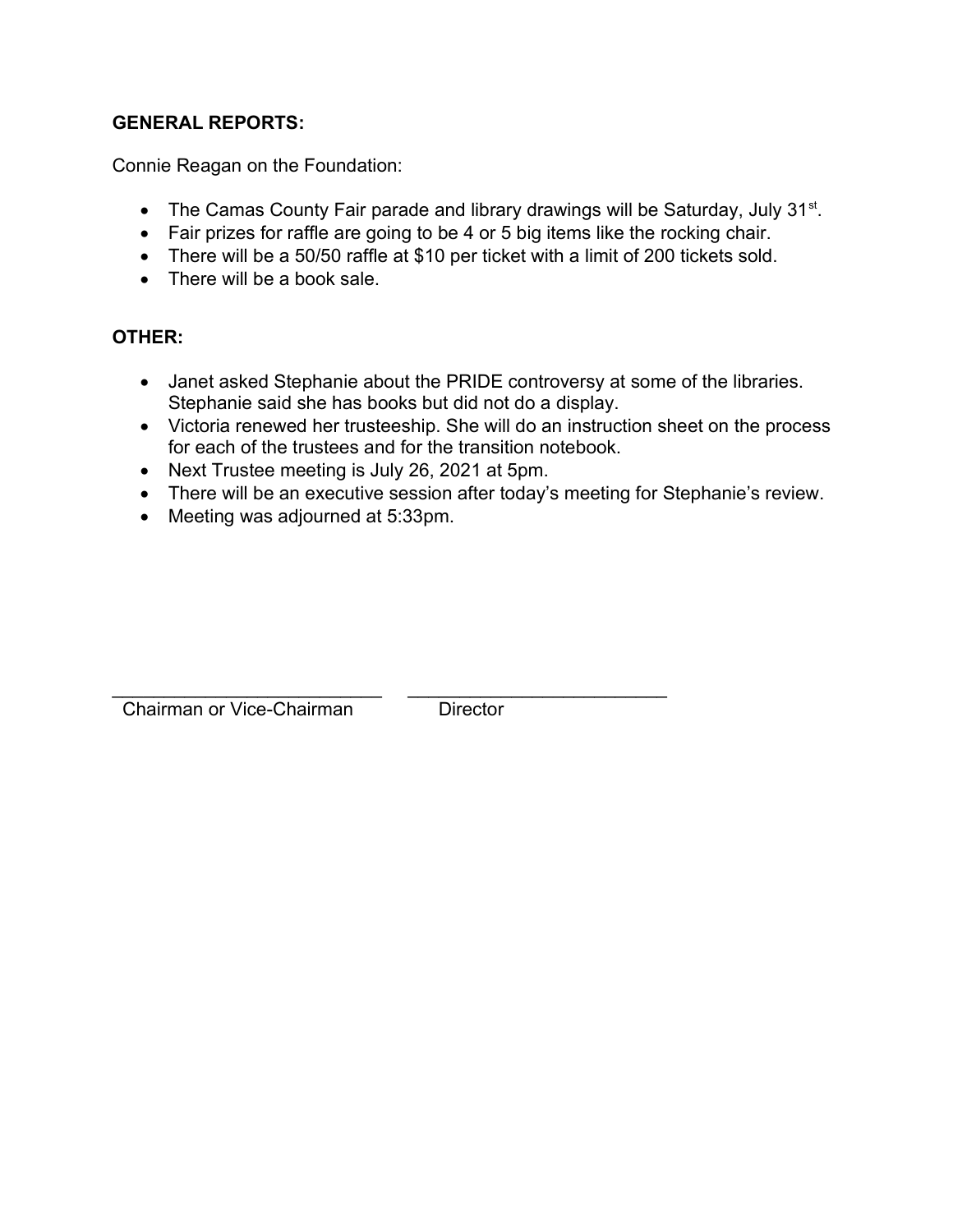**GENERAL REPORTS:**

Connie Reagan on the Foundation:

- The Camas County Fair parade and library drawings will be Saturday, July 31st.
- Fair prizes for raffle are going to be 4 or 5 big items like the rocking chair.
- There will be a 50/50 raffle at $10 per ticket with a limit of 200 tickets sold.
- There will be a book sale.

**OTHER:**

- Janet asked Stephanie about the PRIDE controversy at some of the libraries. Stephanie said she has books but did not do a display.
- Victoria renewed her trusteeship. She will do an instruction sheet on the process for each of the trustees and for the transition notebook.
- Next Trustee meeting is July 26, 2021 at 5pm.
- There will be an executive session after today's meeting for Stephanie's review.
- Meeting was adjourned at 5:33pm.

\_\_\_\_\_\_\_\_\_\_\_\_\_\_\_\_\_\_\_\_\_\_\_\_\_\_ \_\_\_\_\_\_\_\_\_\_\_\_\_\_\_\_\_\_\_\_\_\_\_\_\_\_

Chairman or Vice-Chairman Director